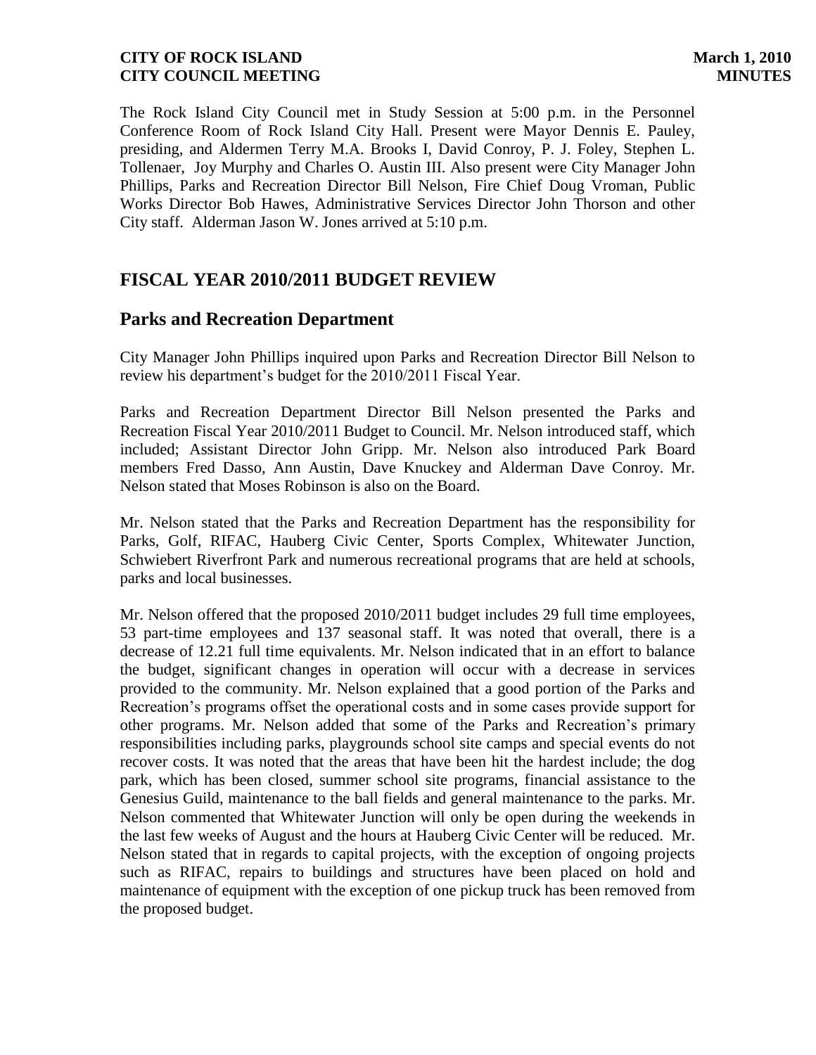The Rock Island City Council met in Study Session at 5:00 p.m. in the Personnel Conference Room of Rock Island City Hall. Present were Mayor Dennis E. Pauley, presiding, and Aldermen Terry M.A. Brooks I, David Conroy, P. J. Foley, Stephen L. Tollenaer, Joy Murphy and Charles O. Austin III. Also present were City Manager John Phillips, Parks and Recreation Director Bill Nelson, Fire Chief Doug Vroman, Public Works Director Bob Hawes, Administrative Services Director John Thorson and other City staff. Alderman Jason W. Jones arrived at 5:10 p.m.

# FISCAL YEAR 2010/2011 BUDGET REVIEW

## Parks and Recreation Department

City Manager John Phillips inquired upon Parks and Recreation Director Bill Nelson to review his department's budget for the 2010/2011 Fiscal Year.

Parks and Recreation Department Director Bill Nelson presented the Parks and Recreation Fiscal Year 2010/2011 Budget to Council. Mr. Nelson introduced staff, which included; Assistant Director John Gripp. Mr. Nelson also introduced Park Board members Fred Dasso, Ann Austin, Dave Knuckey and Alderman Dave Conroy. Mr. Nelson stated that Moses Robinson is also on the Board.

Mr. Nelson stated that the Parks and Recreation Department has the responsibility for Parks, Golf, RIFAC, Hauberg Civic Center, Sports Complex, Whitewater Junction, Schwiebert Riverfront Park and numerous recreational programs that are held at schools, parks and local businesses.

Mr. Nelson offered that the proposed 2010/2011 budget includes 29 full time employees, 53 part-time employees and 137 seasonal staff. It was noted that overall, there is a decrease of 12.21 full time equivalents. Mr. Nelson indicated that in an effort to balance the budget, significant changes in operation will occur with a decrease in services provided to the community. Mr. Nelson explained that a good portion of the Parks and Recreation's programs offset the operational costs and in some cases provide support for other programs. Mr. Nelson added that some of the Parks and Recreation's primary responsibilities including parks, playgrounds school site camps and special events do not recover costs. It was noted that the areas that have been hit the hardest include; the dog park, which has been closed, summer school site programs, financial assistance to the Genesius Guild, maintenance to the ball fields and general maintenance to the parks. Mr. Nelson commented that Whitewater Junction will only be open during the weekends in the last few weeks of August and the hours at Hauberg Civic Center will be reduced. Mr. Nelson stated that in regards to capital projects, with the exception of ongoing projects such as RIFAC, repairs to buildings and structures have been placed on hold and maintenance of equipment with the exception of one pickup truck has been removed from the proposed budget.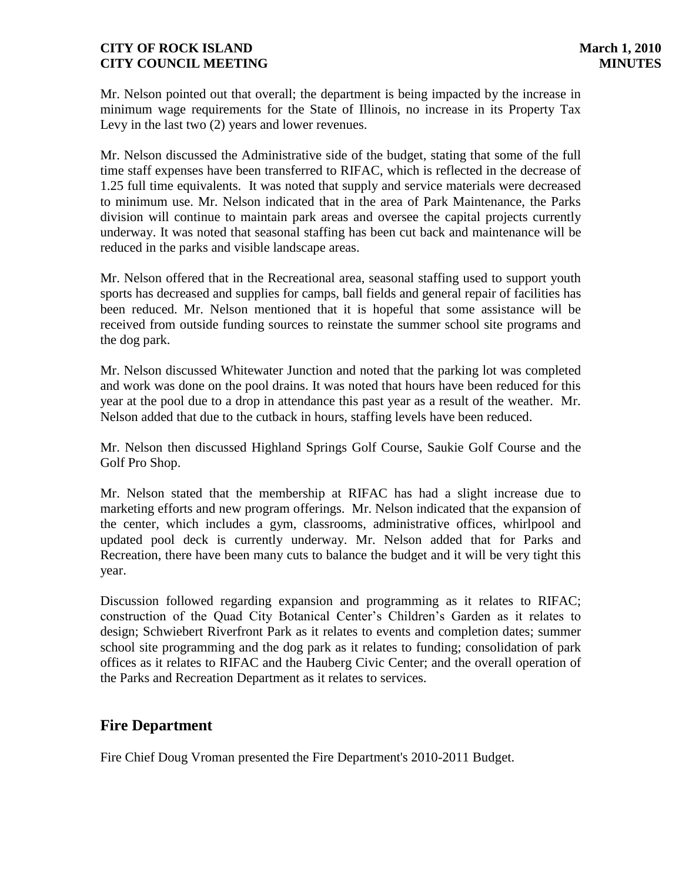Mr. Nelson pointed out that overall; the department is being impacted by the increase in minimum wage requirements for the State of Illinois, no increase in its Property Tax Levy in the last two (2) years and lower revenues.

Mr. Nelson discussed the Administrative side of the budget, stating that some of the full time staff expenses have been transferred to RIFAC, which is reflected in the decrease of 1.25 full time equivalents. It was noted that supply and service materials were decreased to minimum use. Mr. Nelson indicated that in the area of Park Maintenance, the Parks division will continue to maintain park areas and oversee the capital projects currently underway. It was noted that seasonal staffing has been cut back and maintenance will be reduced in the parks and visible landscape areas.

Mr. Nelson offered that in the Recreational area, seasonal staffing used to support youth sports has decreased and supplies for camps, ball fields and general repair of facilities has been reduced. Mr. Nelson mentioned that it is hopeful that some assistance will be received from outside funding sources to reinstate the summer school site programs and the dog park.

Mr. Nelson discussed Whitewater Junction and noted that the parking lot was completed and work was done on the pool drains. It was noted that hours have been reduced for this year at the pool due to a drop in attendance this past year as a result of the weather. Mr. Nelson added that due to the cutback in hours, staffing levels have been reduced.

Mr. Nelson then discussed Highland Springs Golf Course, Saukie Golf Course and the Golf Pro Shop.

Mr. Nelson stated that the membership at RIFAC has had a slight increase due to marketing efforts and new program offerings. Mr. Nelson indicated that the expansion of the center, which includes a gym, classrooms, administrative offices, whirlpool and updated pool deck is currently underway. Mr. Nelson added that for Parks and Recreation, there have been many cuts to balance the budget and it will be very tight this year.

Discussion followed regarding expansion and programming as it relates to RIFAC; construction of the Quad City Botanical Center's Children's Garden as it relates to design; Schwiebert Riverfront Park as it relates to events and completion dates; summer school site programming and the dog park as it relates to funding; consolidation of park offices as it relates to RIFAC and the Hauberg Civic Center; and the overall operation of the Parks and Recreation Department as it relates to services.

## Fire Department

Fire Chief Doug Vroman presented the Fire Department's 2010-2011 Budget.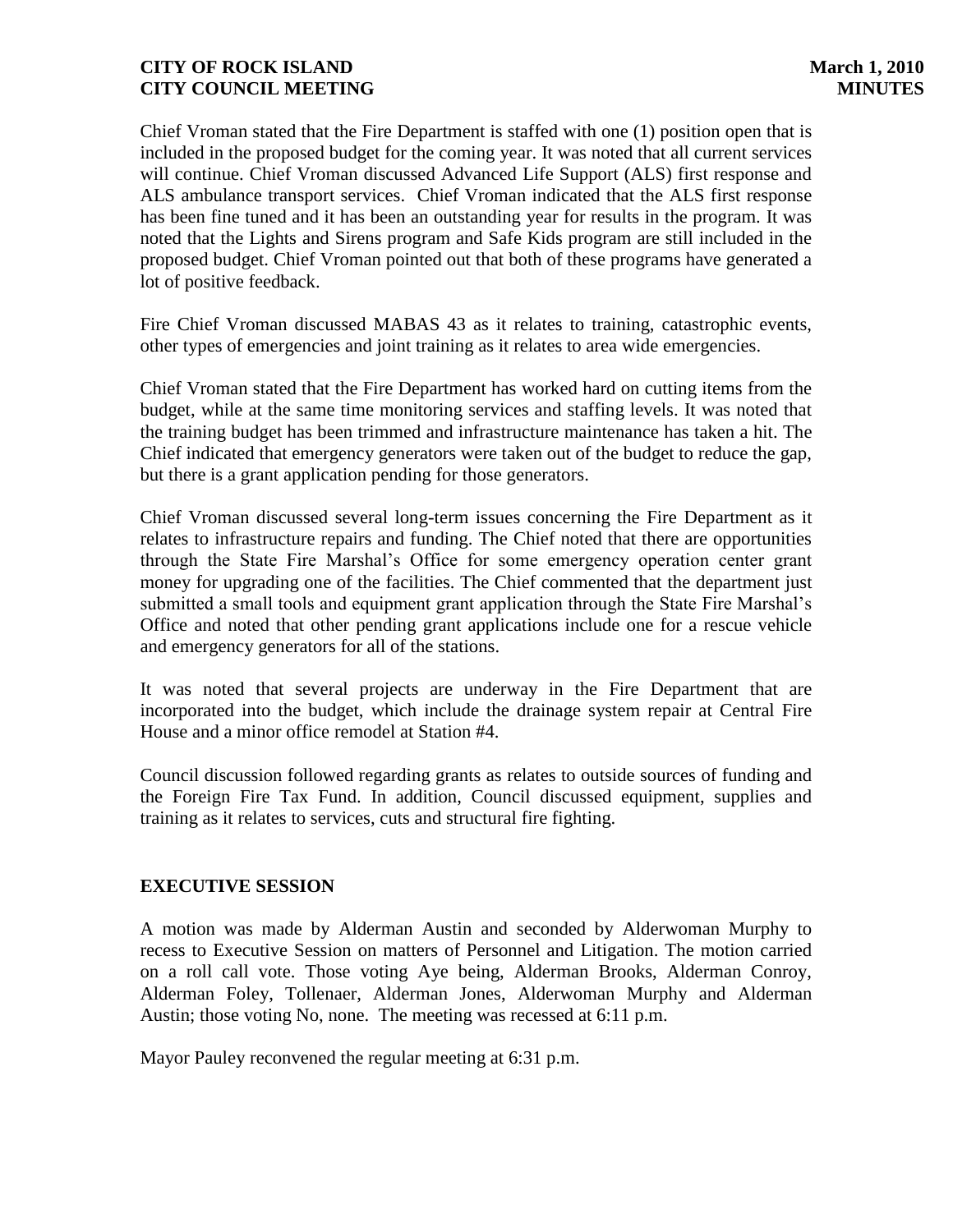Chief Vroman stated that the Fire Department is staffed with one (1) position open that is included in the proposed budget for the coming year. It was noted that all current services will continue. Chief Vroman discussed Advanced Life Support (ALS) first response and ALS ambulance transport services. Chief Vroman indicated that the ALS first response has been fine tuned and it has been an outstanding year for results in the program. It was noted that the Lights and Sirens program and Safe Kids program are still included in the proposed budget. Chief Vroman pointed out that both of these programs have generated a lot of positive feedback.

Fire Chief Vroman discussed MABAS 43 as it relates to training, catastrophic events, other types of emergencies and joint training as it relates to area wide emergencies.

Chief Vroman stated that the Fire Department has worked hard on cutting items from the budget, while at the same time monitoring services and staffing levels. It was noted that the training budget has been trimmed and infrastructure maintenance has taken a hit. The Chief indicated that emergency generators were taken out of the budget to reduce the gap, but there is a grant application pending for those generators.

Chief Vroman discussed several long-term issues concerning the Fire Department as it relates to infrastructure repairs and funding. The Chief noted that there are opportunities through the State Fire Marshal's Office for some emergency operation center grant money for upgrading one of the facilities. The Chief commented that the department just submitted a small tools and equipment grant application through the State Fire Marshal's Office and noted that other pending grant applications include one for a rescue vehicle and emergency generators for all of the stations.

It was noted that several projects are underway in the Fire Department that are incorporated into the budget, which include the drainage system repair at Central Fire House and a minor office remodel at Station #4.

Council discussion followed regarding grants as relates to outside sources of funding and the Foreign Fire Tax Fund. In addition, Council discussed equipment, supplies and training as it relates to services, cuts and structural fire fighting.

## EXECUTIVE SESSION

A motion was made by Alderman Austin and seconded by Alderwoman Murphy to recess to Executive Session on matters of Personnel and Litigation. The motion carried on a roll call vote. Those voting Aye being, Alderman Brooks, Alderman Conroy, Alderman Foley, Tollenaer, Alderman Jones, Alderwoman Murphy and Alderman Austin; those voting No, none. The meeting was recessed at 6:11 p.m.

Mayor Pauley reconvened the regular meeting at 6:31 p.m.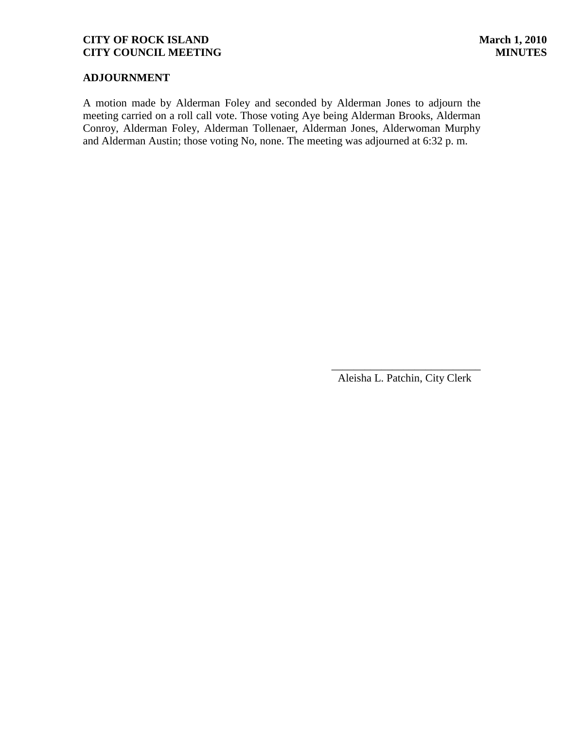## ADJOURNMENT

A motion made by Alderman Foley and seconded by Alderman Jones to adjourn the meeting carried on a roll call vote. Those voting Aye being Alderman Brooks, Alderman Conroy, Alderman Foley, Alderman Tollenaer, Alderman Jones, Alderwoman Murphy and Alderman Austin; those voting No, none. The meeting was adjourned at 6:32 p. m.

\_\_\_\_\_\_\_\_\_\_\_\_\_\_\_\_\_\_\_\_\_\_\_\_\_\_\_

Aleisha L. Patchin, City Clerk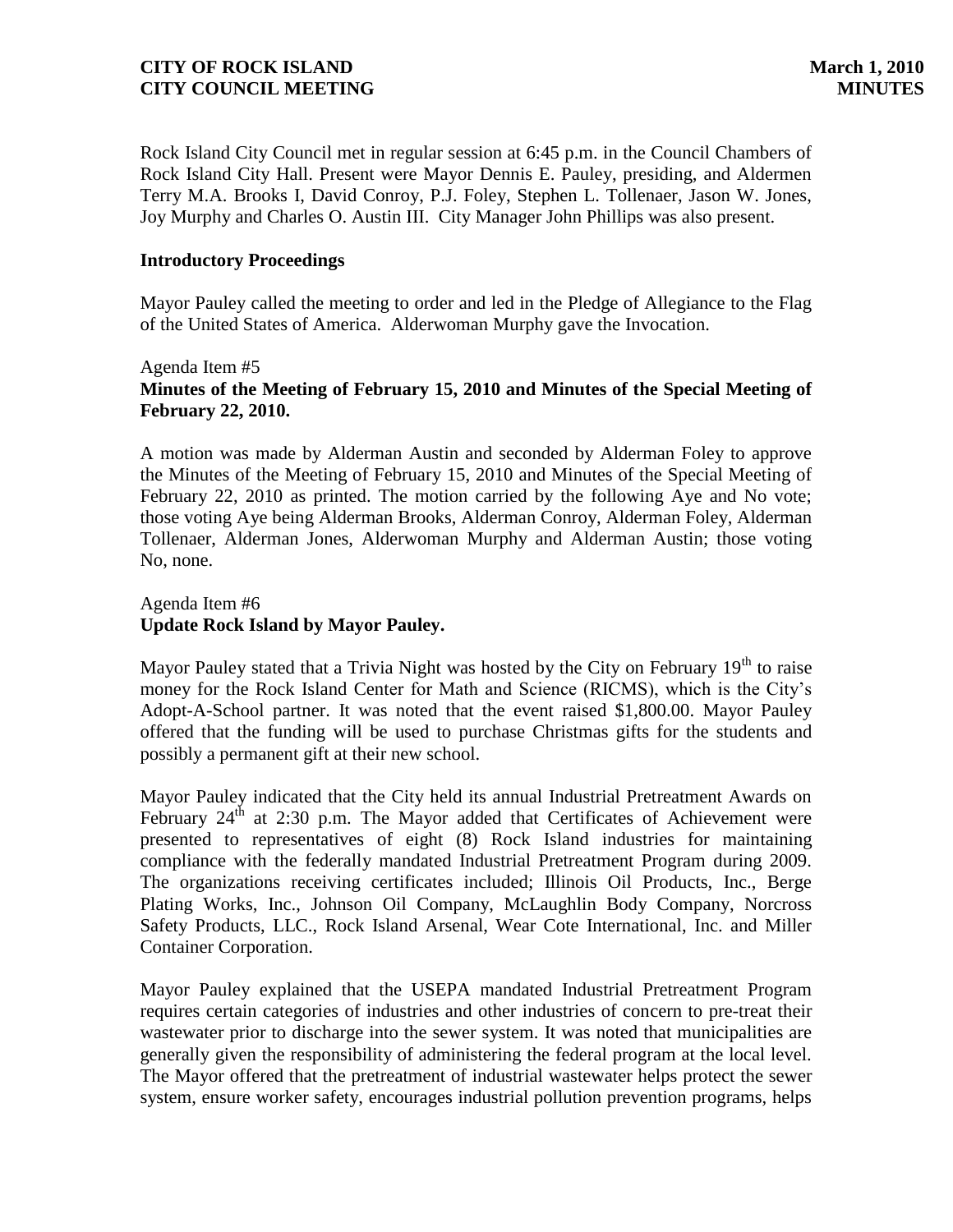Rock Island City Council met in regular session at 6:45 p.m. in the Council Chambers of Rock Island City Hall. Present were Mayor Dennis E. Pauley, presiding, and Aldermen Terry M.A. Brooks I, David Conroy, P.J. Foley, Stephen L. Tollenaer, Jason W. Jones, Joy Murphy and Charles O. Austin III. City Manager John Phillips was also present.

### Introductory Proceedings

Mayor Pauley called the meeting to order and led in the Pledge of Allegiance to the Flag of the United States of America. Alderwoman Murphy gave the Invocation.

Agenda Item #5
**Minutes of the Meeting of February 15, 2010 and Minutes of the Special Meeting of February 22, 2010.**

A motion was made by Alderman Austin and seconded by Alderman Foley to approve the Minutes of the Meeting of February 15, 2010 and Minutes of the Special Meeting of February 22, 2010 as printed. The motion carried by the following Aye and No vote; those voting Aye being Alderman Brooks, Alderman Conroy, Alderman Foley, Alderman Tollenaer, Alderman Jones, Alderwoman Murphy and Alderman Austin; those voting No, none.

Agenda Item #6
**Update Rock Island by Mayor Pauley.**

Mayor Pauley stated that a Trivia Night was hosted by the City on February 19th to raise money for the Rock Island Center for Math and Science (RICMS), which is the City's Adopt-A-School partner. It was noted that the event raised $1,800.00. Mayor Pauley offered that the funding will be used to purchase Christmas gifts for the students and possibly a permanent gift at their new school.

Mayor Pauley indicated that the City held its annual Industrial Pretreatment Awards on February 24th at 2:30 p.m. The Mayor added that Certificates of Achievement were presented to representatives of eight (8) Rock Island industries for maintaining compliance with the federally mandated Industrial Pretreatment Program during 2009. The organizations receiving certificates included; Illinois Oil Products, Inc., Berge Plating Works, Inc., Johnson Oil Company, McLaughlin Body Company, Norcross Safety Products, LLC., Rock Island Arsenal, Wear Cote International, Inc. and Miller Container Corporation.

Mayor Pauley explained that the USEPA mandated Industrial Pretreatment Program requires certain categories of industries and other industries of concern to pre-treat their wastewater prior to discharge into the sewer system. It was noted that municipalities are generally given the responsibility of administering the federal program at the local level. The Mayor offered that the pretreatment of industrial wastewater helps protect the sewer system, ensure worker safety, encourages industrial pollution prevention programs, helps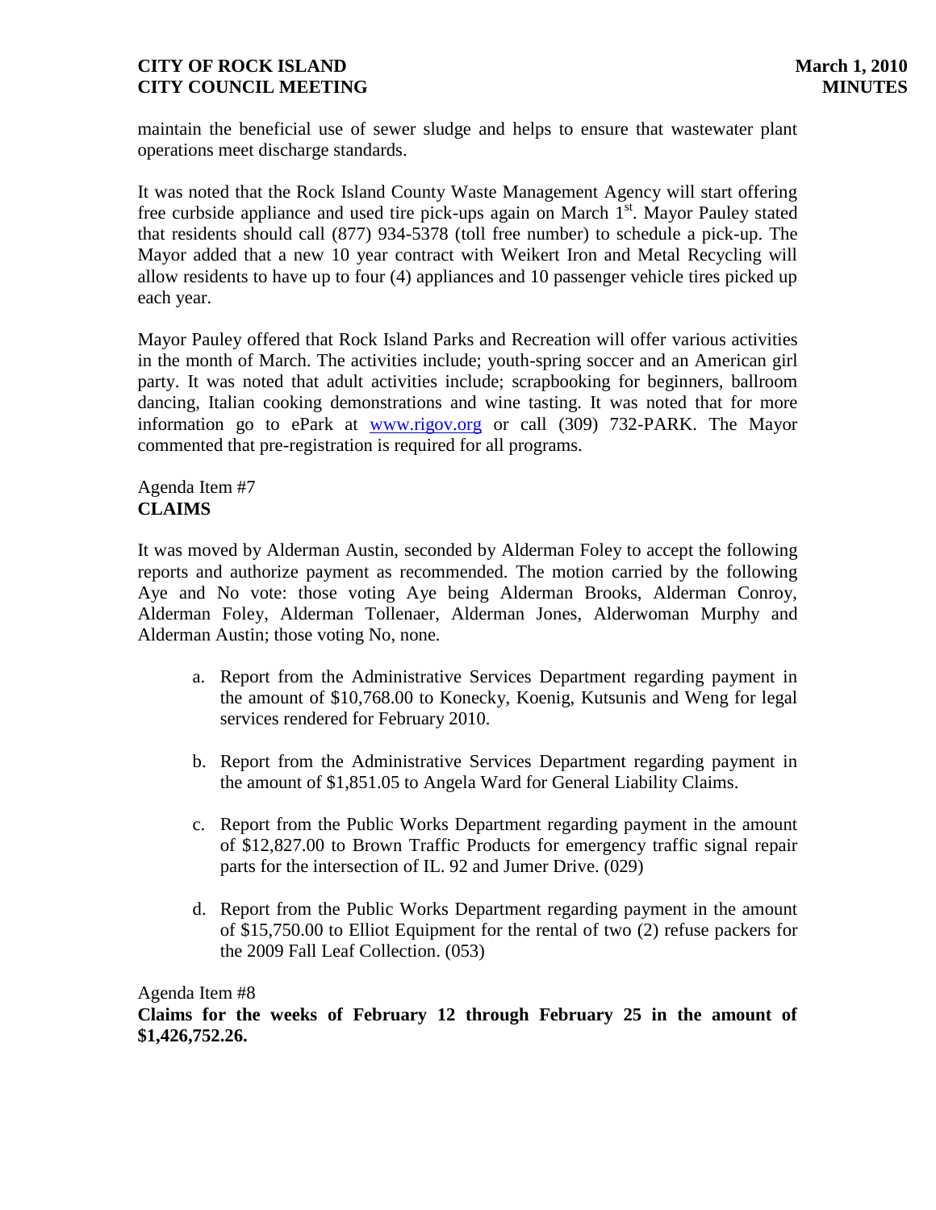maintain the beneficial use of sewer sludge and helps to ensure that wastewater plant operations meet discharge standards.

It was noted that the Rock Island County Waste Management Agency will start offering free curbside appliance and used tire pick-ups again on March 1st. Mayor Pauley stated that residents should call (877) 934-5378 (toll free number) to schedule a pick-up. The Mayor added that a new 10 year contract with Weikert Iron and Metal Recycling will allow residents to have up to four (4) appliances and 10 passenger vehicle tires picked up each year.

Mayor Pauley offered that Rock Island Parks and Recreation will offer various activities in the month of March. The activities include; youth-spring soccer and an American girl party. It was noted that adult activities include; scrapbooking for beginners, ballroom dancing, Italian cooking demonstrations and wine tasting. It was noted that for more information go to ePark at www.rigov.org or call (309) 732-PARK. The Mayor commented that pre-registration is required for all programs.

Agenda Item #7
**CLAIMS**

It was moved by Alderman Austin, seconded by Alderman Foley to accept the following reports and authorize payment as recommended. The motion carried by the following Aye and No vote: those voting Aye being Alderman Brooks, Alderman Conroy, Alderman Foley, Alderman Tollenaer, Alderman Jones, Alderwoman Murphy and Alderman Austin; those voting No, none.

a. Report from the Administrative Services Department regarding payment in the amount of $10,768.00 to Konecky, Koenig, Kutsunis and Weng for legal services rendered for February 2010.

b. Report from the Administrative Services Department regarding payment in the amount of $1,851.05 to Angela Ward for General Liability Claims.

c. Report from the Public Works Department regarding payment in the amount of $12,827.00 to Brown Traffic Products for emergency traffic signal repair parts for the intersection of IL. 92 and Jumer Drive. (029)

d. Report from the Public Works Department regarding payment in the amount of $15,750.00 to Elliot Equipment for the rental of two (2) refuse packers for the 2009 Fall Leaf Collection. (053)

Agenda Item #8
**Claims for the weeks of February 12 through February 25 in the amount of $1,426,752.26.**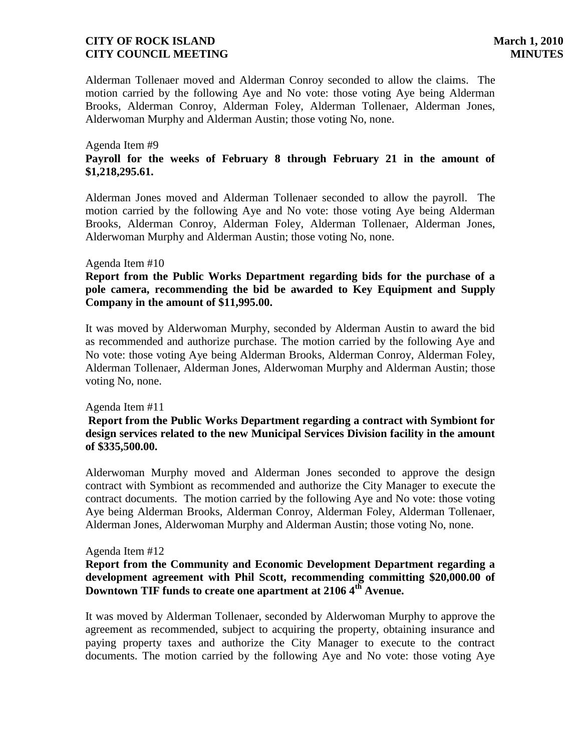Alderman Tollenaer moved and Alderman Conroy seconded to allow the claims. The motion carried by the following Aye and No vote: those voting Aye being Alderman Brooks, Alderman Conroy, Alderman Foley, Alderman Tollenaer, Alderman Jones, Alderwoman Murphy and Alderman Austin; those voting No, none.

Agenda Item #9

**Payroll for the weeks of February 8 through February 21 in the amount of $1,218,295.61.**

Alderman Jones moved and Alderman Tollenaer seconded to allow the payroll. The motion carried by the following Aye and No vote: those voting Aye being Alderman Brooks, Alderman Conroy, Alderman Foley, Alderman Tollenaer, Alderman Jones, Alderwoman Murphy and Alderman Austin; those voting No, none.

Agenda Item #10

**Report from the Public Works Department regarding bids for the purchase of a pole camera, recommending the bid be awarded to Key Equipment and Supply Company in the amount of $11,995.00.**

It was moved by Alderwoman Murphy, seconded by Alderman Austin to award the bid as recommended and authorize purchase. The motion carried by the following Aye and No vote: those voting Aye being Alderman Brooks, Alderman Conroy, Alderman Foley, Alderman Tollenaer, Alderman Jones, Alderwoman Murphy and Alderman Austin; those voting No, none.

Agenda Item #11

**Report from the Public Works Department regarding a contract with Symbiont for design services related to the new Municipal Services Division facility in the amount of $335,500.00.**

Alderwoman Murphy moved and Alderman Jones seconded to approve the design contract with Symbiont as recommended and authorize the City Manager to execute the contract documents. The motion carried by the following Aye and No vote: those voting Aye being Alderman Brooks, Alderman Conroy, Alderman Foley, Alderman Tollenaer, Alderman Jones, Alderwoman Murphy and Alderman Austin; those voting No, none.

Agenda Item #12

**Report from the Community and Economic Development Department regarding a development agreement with Phil Scott, recommending committing $20,000.00 of Downtown TIF funds to create one apartment at 2106 4th Avenue.**

It was moved by Alderman Tollenaer, seconded by Alderwoman Murphy to approve the agreement as recommended, subject to acquiring the property, obtaining insurance and paying property taxes and authorize the City Manager to execute to the contract documents. The motion carried by the following Aye and No vote: those voting Aye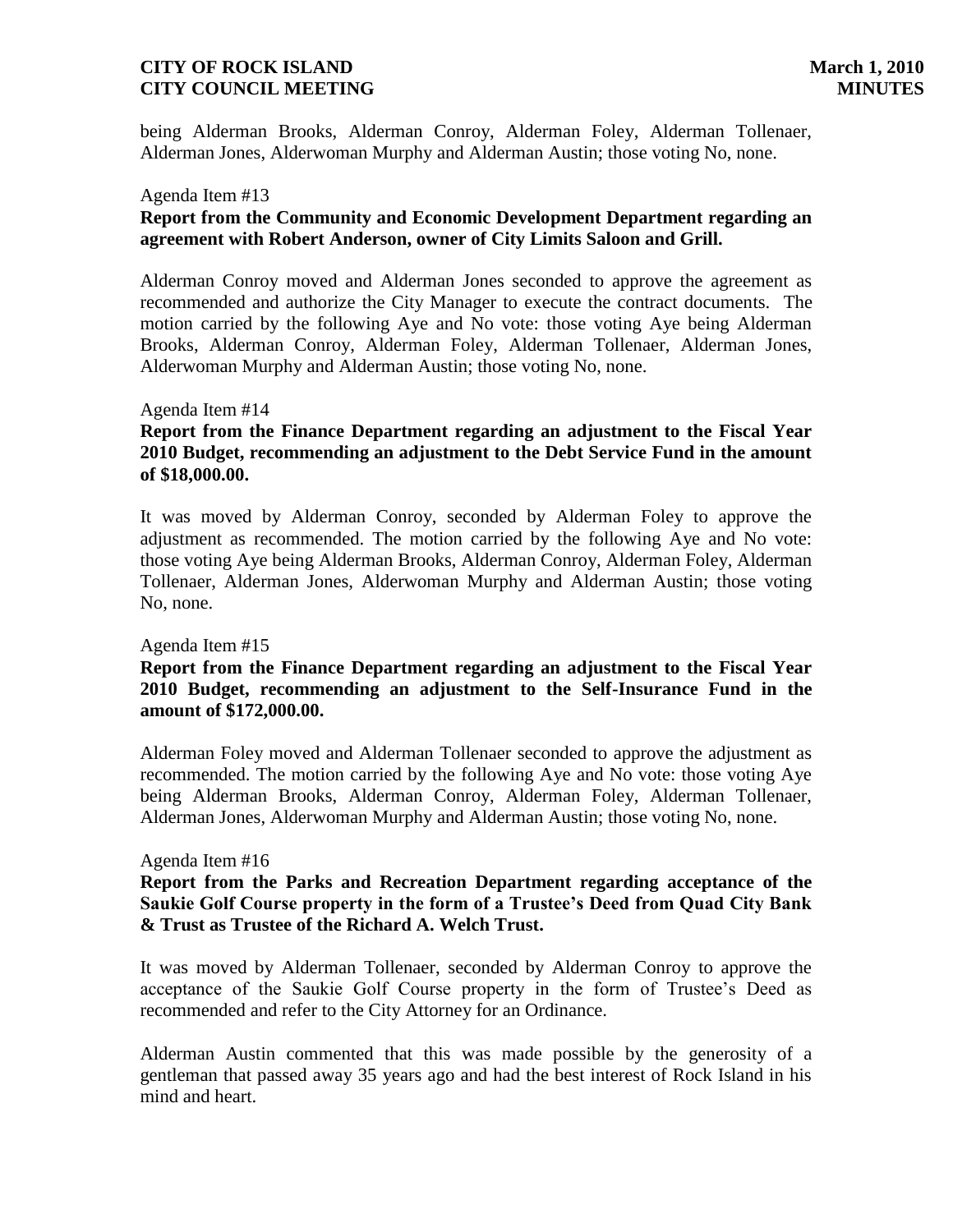being Alderman Brooks, Alderman Conroy, Alderman Foley, Alderman Tollenaer, Alderman Jones, Alderwoman Murphy and Alderman Austin; those voting No, none.

Agenda Item #13

**Report from the Community and Economic Development Department regarding an agreement with Robert Anderson, owner of City Limits Saloon and Grill.**

Alderman Conroy moved and Alderman Jones seconded to approve the agreement as recommended and authorize the City Manager to execute the contract documents. The motion carried by the following Aye and No vote: those voting Aye being Alderman Brooks, Alderman Conroy, Alderman Foley, Alderman Tollenaer, Alderman Jones, Alderwoman Murphy and Alderman Austin; those voting No, none.

Agenda Item #14

**Report from the Finance Department regarding an adjustment to the Fiscal Year 2010 Budget, recommending an adjustment to the Debt Service Fund in the amount of $18,000.00.**

It was moved by Alderman Conroy, seconded by Alderman Foley to approve the adjustment as recommended. The motion carried by the following Aye and No vote: those voting Aye being Alderman Brooks, Alderman Conroy, Alderman Foley, Alderman Tollenaer, Alderman Jones, Alderwoman Murphy and Alderman Austin; those voting No, none.

Agenda Item #15

**Report from the Finance Department regarding an adjustment to the Fiscal Year 2010 Budget, recommending an adjustment to the Self-Insurance Fund in the amount of $172,000.00.**

Alderman Foley moved and Alderman Tollenaer seconded to approve the adjustment as recommended. The motion carried by the following Aye and No vote: those voting Aye being Alderman Brooks, Alderman Conroy, Alderman Foley, Alderman Tollenaer, Alderman Jones, Alderwoman Murphy and Alderman Austin; those voting No, none.

Agenda Item #16

**Report from the Parks and Recreation Department regarding acceptance of the Saukie Golf Course property in the form of a Trustee's Deed from Quad City Bank & Trust as Trustee of the Richard A. Welch Trust.**

It was moved by Alderman Tollenaer, seconded by Alderman Conroy to approve the acceptance of the Saukie Golf Course property in the form of Trustee's Deed as recommended and refer to the City Attorney for an Ordinance.

Alderman Austin commented that this was made possible by the generosity of a gentleman that passed away 35 years ago and had the best interest of Rock Island in his mind and heart.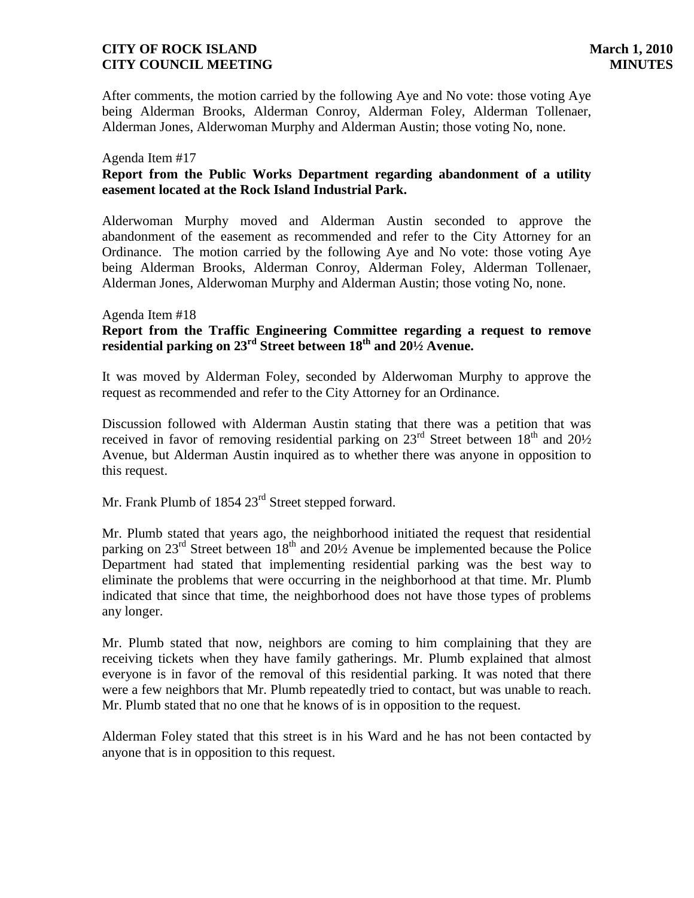After comments, the motion carried by the following Aye and No vote: those voting Aye being Alderman Brooks, Alderman Conroy, Alderman Foley, Alderman Tollenaer, Alderman Jones, Alderwoman Murphy and Alderman Austin; those voting No, none.

Agenda Item #17

**Report from the Public Works Department regarding abandonment of a utility easement located at the Rock Island Industrial Park.**

Alderwoman Murphy moved and Alderman Austin seconded to approve the abandonment of the easement as recommended and refer to the City Attorney for an Ordinance. The motion carried by the following Aye and No vote: those voting Aye being Alderman Brooks, Alderman Conroy, Alderman Foley, Alderman Tollenaer, Alderman Jones, Alderwoman Murphy and Alderman Austin; those voting No, none.

Agenda Item #18

**Report from the Traffic Engineering Committee regarding a request to remove residential parking on 23rd Street between 18th and 20½ Avenue.**

It was moved by Alderman Foley, seconded by Alderwoman Murphy to approve the request as recommended and refer to the City Attorney for an Ordinance.

Discussion followed with Alderman Austin stating that there was a petition that was received in favor of removing residential parking on 23rd Street between 18th and 20½ Avenue, but Alderman Austin inquired as to whether there was anyone in opposition to this request.

Mr. Frank Plumb of 1854 23rd Street stepped forward.

Mr. Plumb stated that years ago, the neighborhood initiated the request that residential parking on 23rd Street between 18th and 20½ Avenue be implemented because the Police Department had stated that implementing residential parking was the best way to eliminate the problems that were occurring in the neighborhood at that time. Mr. Plumb indicated that since that time, the neighborhood does not have those types of problems any longer.

Mr. Plumb stated that now, neighbors are coming to him complaining that they are receiving tickets when they have family gatherings. Mr. Plumb explained that almost everyone is in favor of the removal of this residential parking. It was noted that there were a few neighbors that Mr. Plumb repeatedly tried to contact, but was unable to reach. Mr. Plumb stated that no one that he knows of is in opposition to the request.

Alderman Foley stated that this street is in his Ward and he has not been contacted by anyone that is in opposition to this request.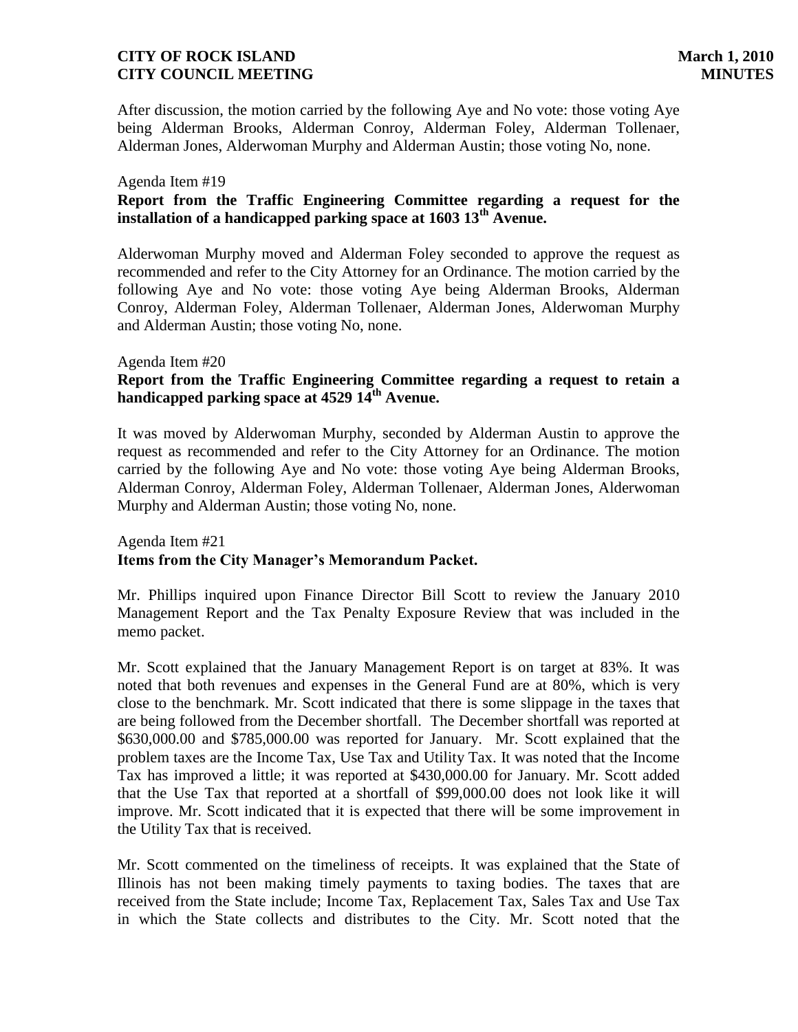After discussion, the motion carried by the following Aye and No vote: those voting Aye being Alderman Brooks, Alderman Conroy, Alderman Foley, Alderman Tollenaer, Alderman Jones, Alderwoman Murphy and Alderman Austin; those voting No, none.

Agenda Item #19

**Report from the Traffic Engineering Committee regarding a request for the installation of a handicapped parking space at 1603 13th Avenue.**

Alderwoman Murphy moved and Alderman Foley seconded to approve the request as recommended and refer to the City Attorney for an Ordinance. The motion carried by the following Aye and No vote: those voting Aye being Alderman Brooks, Alderman Conroy, Alderman Foley, Alderman Tollenaer, Alderman Jones, Alderwoman Murphy and Alderman Austin; those voting No, none.

Agenda Item #20

**Report from the Traffic Engineering Committee regarding a request to retain a handicapped parking space at 4529 14th Avenue.**

It was moved by Alderwoman Murphy, seconded by Alderman Austin to approve the request as recommended and refer to the City Attorney for an Ordinance. The motion carried by the following Aye and No vote: those voting Aye being Alderman Brooks, Alderman Conroy, Alderman Foley, Alderman Tollenaer, Alderman Jones, Alderwoman Murphy and Alderman Austin; those voting No, none.

Agenda Item #21

**Items from the City Manager's Memorandum Packet.**

Mr. Phillips inquired upon Finance Director Bill Scott to review the January 2010 Management Report and the Tax Penalty Exposure Review that was included in the memo packet.

Mr. Scott explained that the January Management Report is on target at 83%. It was noted that both revenues and expenses in the General Fund are at 80%, which is very close to the benchmark. Mr. Scott indicated that there is some slippage in the taxes that are being followed from the December shortfall. The December shortfall was reported at $630,000.00 and $785,000.00 was reported for January. Mr. Scott explained that the problem taxes are the Income Tax, Use Tax and Utility Tax. It was noted that the Income Tax has improved a little; it was reported at $430,000.00 for January. Mr. Scott added that the Use Tax that reported at a shortfall of $99,000.00 does not look like it will improve. Mr. Scott indicated that it is expected that there will be some improvement in the Utility Tax that is received.

Mr. Scott commented on the timeliness of receipts. It was explained that the State of Illinois has not been making timely payments to taxing bodies. The taxes that are received from the State include; Income Tax, Replacement Tax, Sales Tax and Use Tax in which the State collects and distributes to the City. Mr. Scott noted that the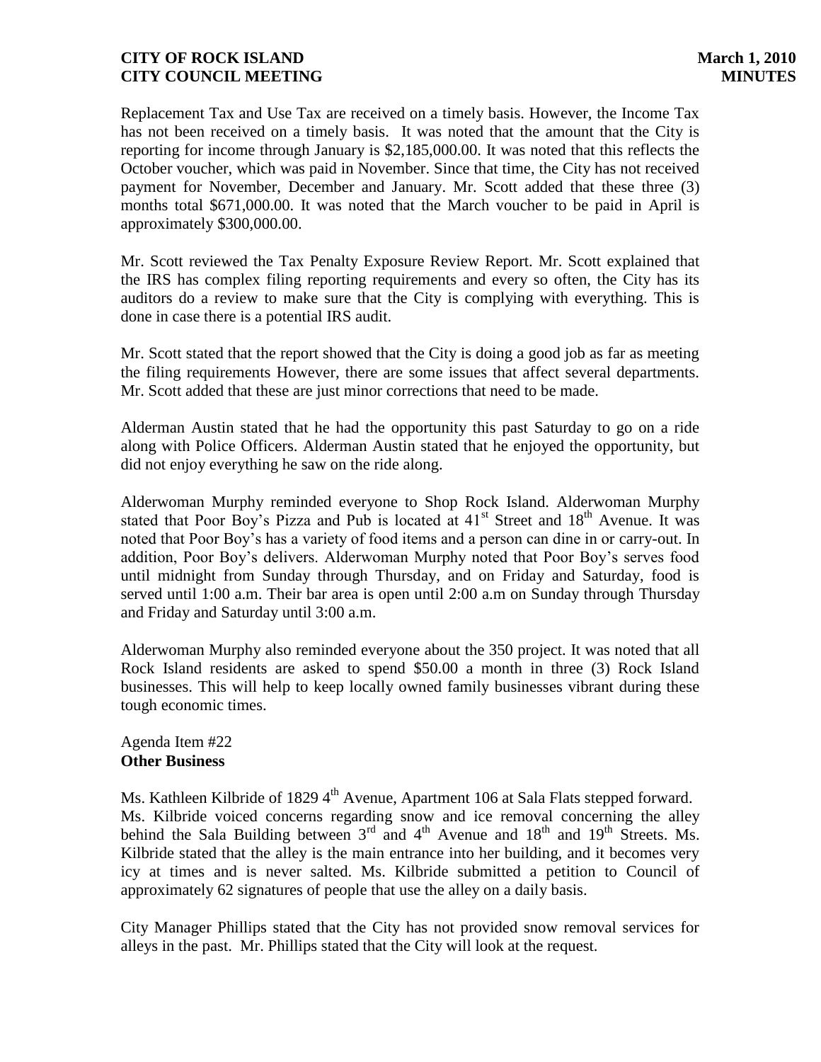Replacement Tax and Use Tax are received on a timely basis. However, the Income Tax has not been received on a timely basis. It was noted that the amount that the City is reporting for income through January is $2,185,000.00. It was noted that this reflects the October voucher, which was paid in November. Since that time, the City has not received payment for November, December and January. Mr. Scott added that these three (3) months total $671,000.00. It was noted that the March voucher to be paid in April is approximately $300,000.00.

Mr. Scott reviewed the Tax Penalty Exposure Review Report. Mr. Scott explained that the IRS has complex filing reporting requirements and every so often, the City has its auditors do a review to make sure that the City is complying with everything. This is done in case there is a potential IRS audit.

Mr. Scott stated that the report showed that the City is doing a good job as far as meeting the filing requirements However, there are some issues that affect several departments. Mr. Scott added that these are just minor corrections that need to be made.

Alderman Austin stated that he had the opportunity this past Saturday to go on a ride along with Police Officers. Alderman Austin stated that he enjoyed the opportunity, but did not enjoy everything he saw on the ride along.

Alderwoman Murphy reminded everyone to Shop Rock Island. Alderwoman Murphy stated that Poor Boy's Pizza and Pub is located at 41st Street and 18th Avenue. It was noted that Poor Boy's has a variety of food items and a person can dine in or carry-out. In addition, Poor Boy's delivers. Alderwoman Murphy noted that Poor Boy's serves food until midnight from Sunday through Thursday, and on Friday and Saturday, food is served until 1:00 a.m. Their bar area is open until 2:00 a.m on Sunday through Thursday and Friday and Saturday until 3:00 a.m.

Alderwoman Murphy also reminded everyone about the 350 project. It was noted that all Rock Island residents are asked to spend $50.00 a month in three (3) Rock Island businesses. This will help to keep locally owned family businesses vibrant during these tough economic times.

Agenda Item #22
**Other Business**

Ms. Kathleen Kilbride of 1829 4th Avenue, Apartment 106 at Sala Flats stepped forward. Ms. Kilbride voiced concerns regarding snow and ice removal concerning the alley behind the Sala Building between 3rd and 4th Avenue and 18th and 19th Streets. Ms. Kilbride stated that the alley is the main entrance into her building, and it becomes very icy at times and is never salted. Ms. Kilbride submitted a petition to Council of approximately 62 signatures of people that use the alley on a daily basis.

City Manager Phillips stated that the City has not provided snow removal services for alleys in the past. Mr. Phillips stated that the City will look at the request.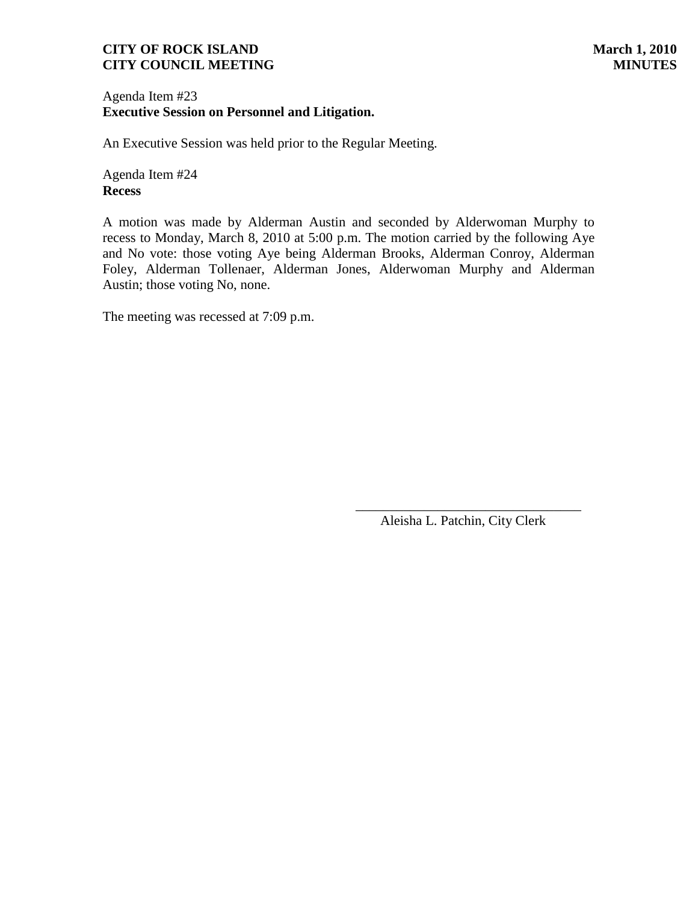Agenda Item #23
**Executive Session on Personnel and Litigation.**

An Executive Session was held prior to the Regular Meeting.

Agenda Item #24
**Recess**

A motion was made by Alderman Austin and seconded by Alderwoman Murphy to recess to Monday, March 8, 2010 at 5:00 p.m. The motion carried by the following Aye and No vote: those voting Aye being Alderman Brooks, Alderman Conroy, Alderman Foley, Alderman Tollenaer, Alderman Jones, Alderwoman Murphy and Alderman Austin; those voting No, none.

The meeting was recessed at 7:09 p.m.

\_\_\_\_\_\_\_\_\_\_\_\_\_\_\_\_\_\_\_\_\_\_\_\_\_\_\_\_\_\_\_\_\_\_
Aleisha L. Patchin, City Clerk